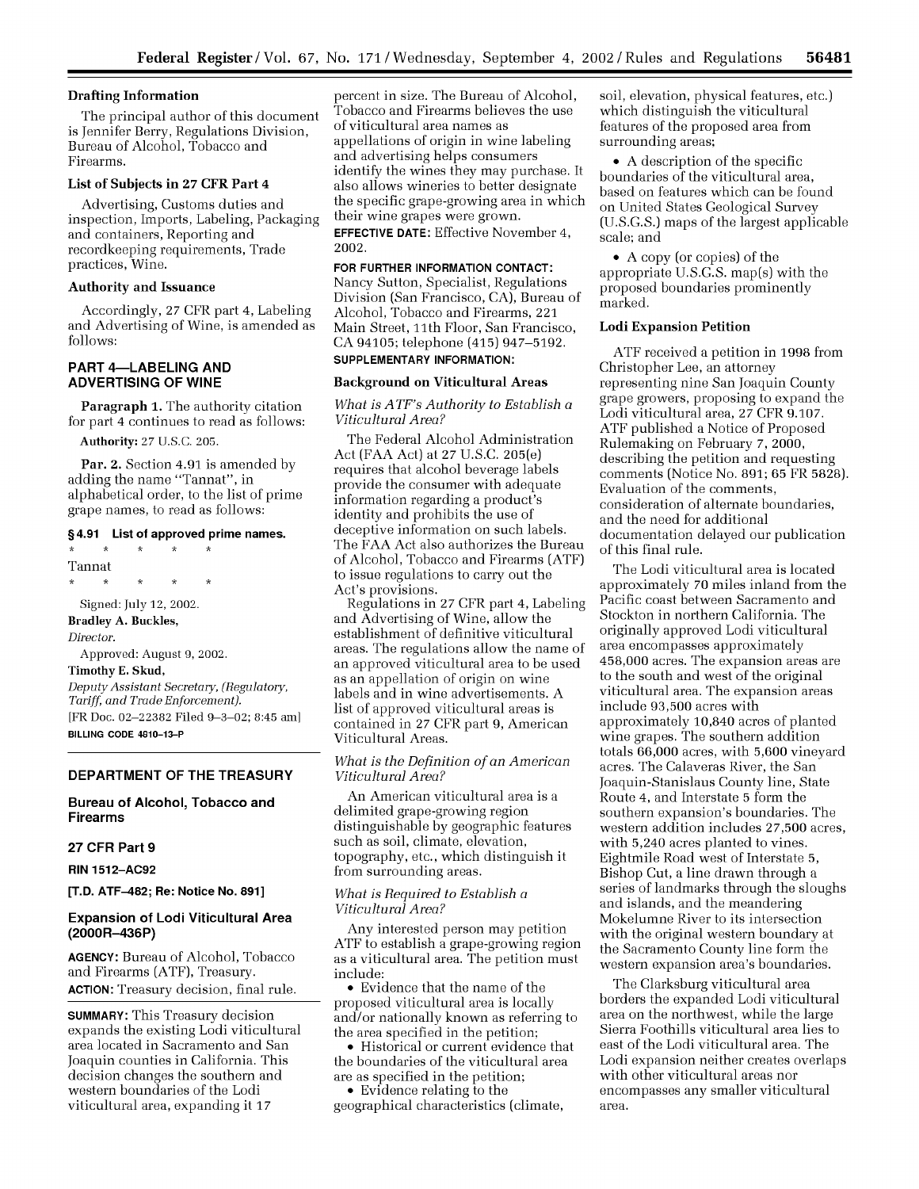### Drafting Information

The principal author of this document is Jennifer Berry, Regulations Division, Bureau of Alcohol, Tobacco and Firearms.

### List of Subjects in 27 CFR Part 4

Advertising, Customs duties and inspection, Imports, Labeling, Packaging and containers, Reporting and recordkeeping requirements, Trade practices, Wine.

### Authority and Issuance

Accordingly, 27 CFR part 4, Labeling and Advertising of Wine, is amended as follows:

## PART 4—LABELING AND ADVERTISING OF WINE

**Paragraph 1.** The authority citation for part 4 continues to read as follows:

**Authority:** 27 U.S.C. 205.

**Par. 2.** Section 4.91 is amended by adding the name "Tannat", in alphabetical order, to the list of prime grape names, to read as follows:

### § 4.91 List of approved prime names.

\* \* \* \* \*

Tannat

\* \* \* \* \*

Signed: July 12, 2002.

**Bradley A. Buckles,**

*Director.*

Approved: August 9, 2002.

**Timothy E. Skud,**

*Deputy Assistant Secretary, (Regulatory, Tariff, and Trade Enforcement).*

[FR Doc. 02–22382 Filed 9–3–02; 8:45 am]

**BILLING CODE 4810–13–P**

---

## DEPARTMENT OF THE TREASURY

## Bureau of Alcohol, Tobacco and Firearms

## 27 CFR Part 9

## RIN 1512–AC92

## [T.D. ATF–482; Re: Notice No. 891]

## Expansion of Lodi Viticultural Area (2000R–436P)

**AGENCY:** Bureau of Alcohol, Tobacco and Firearms (ATF), Treasury.

**ACTION:** Treasury decision, final rule.

**SUMMARY:** This Treasury decision expands the existing Lodi viticultural area located in Sacramento and San Joaquin counties in California. This decision changes the southern and western boundaries of the Lodi viticultural area, expanding it 17 percent in size. The Bureau of Alcohol, Tobacco and Firearms believes the use of viticultural area names as appellations of origin in wine labeling and advertising helps consumers identify the wines they may purchase. It also allows wineries to better designate the specific grape-growing area in which their wine grapes were grown.

**EFFECTIVE DATE:** Effective November 4, 2002.

**FOR FURTHER INFORMATION CONTACT:** Nancy Sutton, Specialist, Regulations Division (San Francisco, CA), Bureau of Alcohol, Tobacco and Firearms, 221 Main Street, 11th Floor, San Francisco, CA 94105; telephone (415) 947–5192.

**SUPPLEMENTARY INFORMATION:**

### Background on Viticultural Areas

*What is ATF's Authority to Establish a Viticultural Area?*

The Federal Alcohol Administration Act (FAA Act) at 27 U.S.C. 205(e) requires that alcohol beverage labels provide the consumer with adequate information regarding a product's identity and prohibits the use of deceptive information on such labels. The FAA Act also authorizes the Bureau of Alcohol, Tobacco and Firearms (ATF) to issue regulations to carry out the Act's provisions.

Regulations in 27 CFR part 4, Labeling and Advertising of Wine, allow the establishment of definitive viticultural areas. The regulations allow the name of an approved viticultural area to be used as an appellation of origin on wine labels and in wine advertisements. A list of approved viticultural areas is contained in 27 CFR part 9, American Viticultural Areas.

*What is the Definition of an American Viticultural Area?*

An American viticultural area is a delimited grape-growing region distinguishable by geographic features such as soil, climate, elevation, topography, etc., which distinguish it from surrounding areas.

*What is Required to Establish a Viticultural Area?*

Any interested person may petition ATF to establish a grape-growing region as a viticultural area. The petition must include:

- Evidence that the name of the proposed viticultural area is locally and/or nationally known as referring to the area specified in the petition;
- Historical or current evidence that the boundaries of the viticultural area are as specified in the petition;
- Evidence relating to the geographical characteristics (climate, soil, elevation, physical features, etc.) which distinguish the viticultural features of the proposed area from surrounding areas;
- A description of the specific boundaries of the viticultural area, based on features which can be found on United States Geological Survey (U.S.G.S.) maps of the largest applicable scale; and
- A copy (or copies) of the appropriate U.S.G.S. map(s) with the proposed boundaries prominently marked.

### Lodi Expansion Petition

ATF received a petition in 1998 from Christopher Lee, an attorney representing nine San Joaquin County grape growers, proposing to expand the Lodi viticultural area, 27 CFR 9.107. ATF published a Notice of Proposed Rulemaking on February 7, 2000, describing the petition and requesting comments (Notice No. 891; 65 FR 5828). Evaluation of the comments, consideration of alternate boundaries, and the need for additional documentation delayed our publication of this final rule.

The Lodi viticultural area is located approximately 70 miles inland from the Pacific coast between Sacramento and Stockton in northern California. The originally approved Lodi viticultural area encompasses approximately 458,000 acres. The expansion areas are to the south and west of the original viticultural area. The expansion areas include 93,500 acres with approximately 10,840 acres of planted wine grapes. The southern addition totals 66,000 acres, with 5,600 vineyard acres. The Calaveras River, the San Joaquin-Stanislaus County line, State Route 4, and Interstate 5 form the southern expansion's boundaries. The western addition includes 27,500 acres, with 5,240 acres planted to vines. Eightmile Road west of Interstate 5, Bishop Cut, a line drawn through a series of landmarks through the sloughs and islands, and the meandering Mokelumne River to its intersection with the original western boundary at the Sacramento County line form the western expansion area's boundaries.

The Clarksburg viticultural area borders the expanded Lodi viticultural area on the northwest, while the large Sierra Foothills viticultural area lies to east of the Lodi viticultural area. The Lodi expansion neither creates overlaps with other viticultural areas nor encompasses any smaller viticultural area.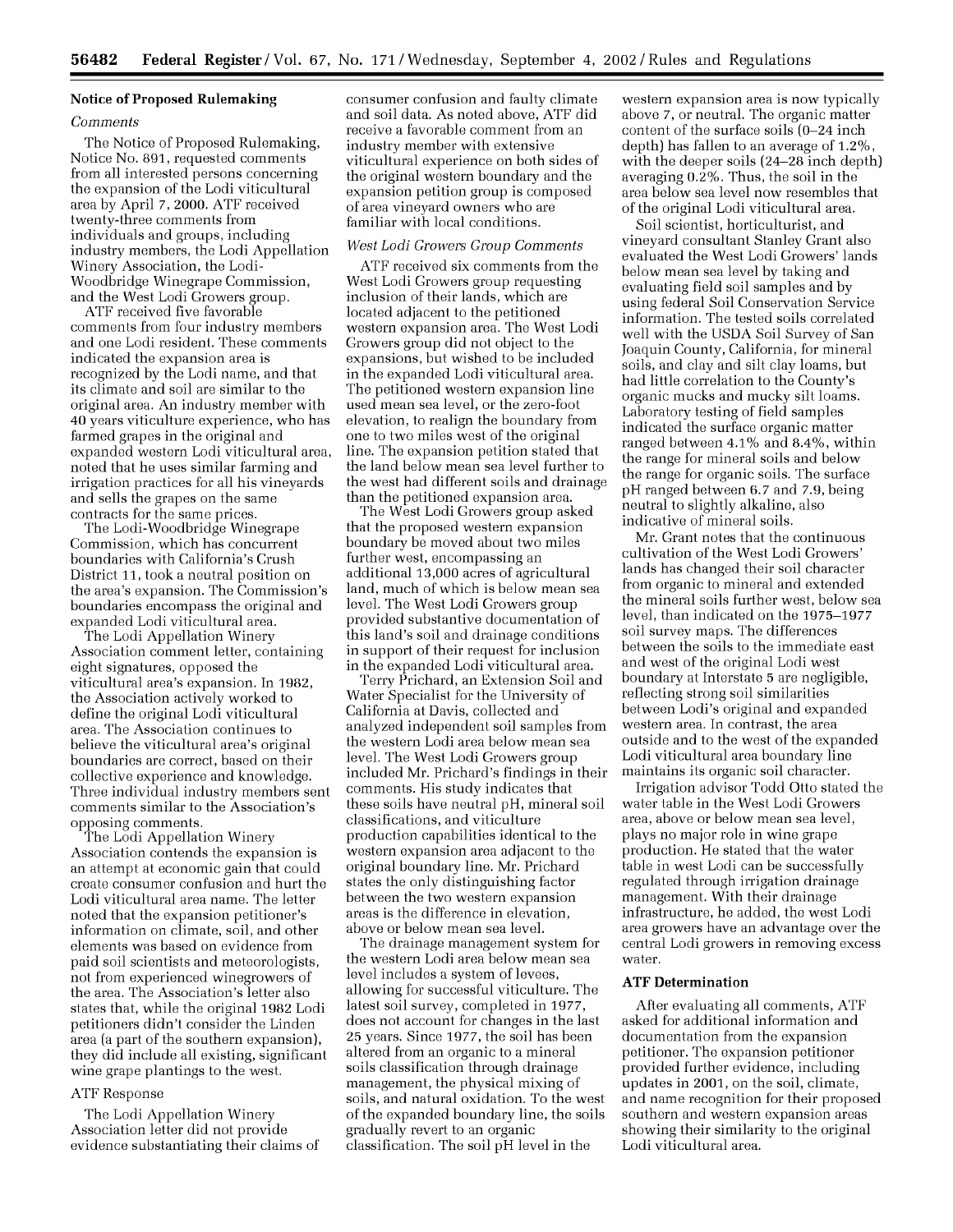## Notice of Proposed Rulemaking

*Comments*

The Notice of Proposed Rulemaking, Notice No. 891, requested comments from all interested persons concerning the expansion of the Lodi viticultural area by April 7, 2000. ATF received twenty-three comments from individuals and groups, including industry members, the Lodi Appellation Winery Association, the Lodi-Woodbridge Winegrape Commission, and the West Lodi Growers group.

ATF received five favorable comments from four industry members and one Lodi resident. These comments indicated the expansion area is recognized by the Lodi name, and that its climate and soil are similar to the original area. An industry member with 40 years viticulture experience, who has farmed grapes in the original and expanded western Lodi viticultural area, noted that he uses similar farming and irrigation practices for all his vineyards and sells the grapes on the same contracts for the same prices.

The Lodi-Woodbridge Winegrape Commission, which has concurrent boundaries with California's Crush District 11, took a neutral position on the area's expansion. The Commission's boundaries encompass the original and expanded Lodi viticultural area.

The Lodi Appellation Winery Association comment letter, containing eight signatures, opposed the viticultural area's expansion. In 1982, the Association actively worked to define the original Lodi viticultural area. The Association continues to believe the viticultural area's original boundaries are correct, based on their collective experience and knowledge. Three individual industry members sent comments similar to the Association's opposing comments.

The Lodi Appellation Winery Association contends the expansion is an attempt at economic gain that could create consumer confusion and hurt the Lodi viticultural area name. The letter noted that the expansion petitioner's information on climate, soil, and other elements was based on evidence from paid soil scientists and meteorologists, not from experienced winegrowers of the area. The Association's letter also states that, while the original 1982 Lodi petitioners didn't consider the Linden area (a part of the southern expansion), they did include all existing, significant wine grape plantings to the west.

ATF Response

The Lodi Appellation Winery Association letter did not provide evidence substantiating their claims of consumer confusion and faulty climate and soil data. As noted above, ATF did receive a favorable comment from an industry member with extensive viticultural experience on both sides of the original western boundary and the expansion petition group is composed of area vineyard owners who are familiar with local conditions.

*West Lodi Growers Group Comments*

ATF received six comments from the West Lodi Growers group requesting inclusion of their lands, which are located adjacent to the petitioned western expansion area. The West Lodi Growers group did not object to the expansions, but wished to be included in the expanded Lodi viticultural area. The petitioned western expansion line used mean sea level, or the zero-foot elevation, to realign the boundary from one to two miles west of the original line. The expansion petition stated that the land below mean sea level further to the west had different soils and drainage than the petitioned expansion area.

The West Lodi Growers group asked that the proposed western expansion boundary be moved about two miles further west, encompassing an additional 13,000 acres of agricultural land, much of which is below mean sea level. The West Lodi Growers group provided substantive documentation of this land's soil and drainage conditions in support of their request for inclusion in the expanded Lodi viticultural area.

Terry Prichard, an Extension Soil and Water Specialist for the University of California at Davis, collected and analyzed independent soil samples from the western Lodi area below mean sea level. The West Lodi Growers group included Mr. Prichard's findings in their comments. His study indicates that these soils have neutral pH, mineral soil classifications, and viticulture production capabilities identical to the western expansion area adjacent to the original boundary line. Mr. Prichard states the only distinguishing factor between the two western expansion areas is the difference in elevation, above or below mean sea level.

The drainage management system for the western Lodi area below mean sea level includes a system of levees, allowing for successful viticulture. The latest soil survey, completed in 1977, does not account for changes in the last 25 years. Since 1977, the soil has been altered from an organic to a mineral soils classification through drainage management, the physical mixing of soils, and natural oxidation. To the west of the expanded boundary line, the soils gradually revert to an organic classification. The soil pH level in the western expansion area is now typically above 7, or neutral. The organic matter content of the surface soils (0–24 inch depth) has fallen to an average of 1.2%, with the deeper soils (24–28 inch depth) averaging 0.2%. Thus, the soil in the area below sea level now resembles that of the original Lodi viticultural area.

Soil scientist, horticulturist, and vineyard consultant Stanley Grant also evaluated the West Lodi Growers' lands below mean sea level by taking and evaluating field soil samples and by using federal Soil Conservation Service information. The tested soils correlated well with the USDA Soil Survey of San Joaquin County, California, for mineral soils, and clay and silt clay loams, but had little correlation to the County's organic mucks and mucky silt loams. Laboratory testing of field samples indicated the surface organic matter ranged between 4.1% and 8.4%, within the range for mineral soils and below the range for organic soils. The surface pH ranged between 6.7 and 7.9, being neutral to slightly alkaline, also indicative of mineral soils.

Mr. Grant notes that the continuous cultivation of the West Lodi Growers' lands has changed their soil character from organic to mineral and extended the mineral soils further west, below sea level, than indicated on the 1975–1977 soil survey maps. The differences between the soils to the immediate east and west of the original Lodi west boundary at Interstate 5 are negligible, reflecting strong soil similarities between Lodi's original and expanded western area. In contrast, the area outside and to the west of the expanded Lodi viticultural area boundary line maintains its organic soil character.

Irrigation advisor Todd Otto stated the water table in the West Lodi Growers area, above or below mean sea level, plays no major role in wine grape production. He stated that the water table in west Lodi can be successfully regulated through irrigation drainage management. With their drainage infrastructure, he added, the west Lodi area growers have an advantage over the central Lodi growers in removing excess water.

## ATF Determination

After evaluating all comments, ATF asked for additional information and documentation from the expansion petitioner. The expansion petitioner provided further evidence, including updates in 2001, on the soil, climate, and name recognition for their proposed southern and western expansion areas showing their similarity to the original Lodi viticultural area.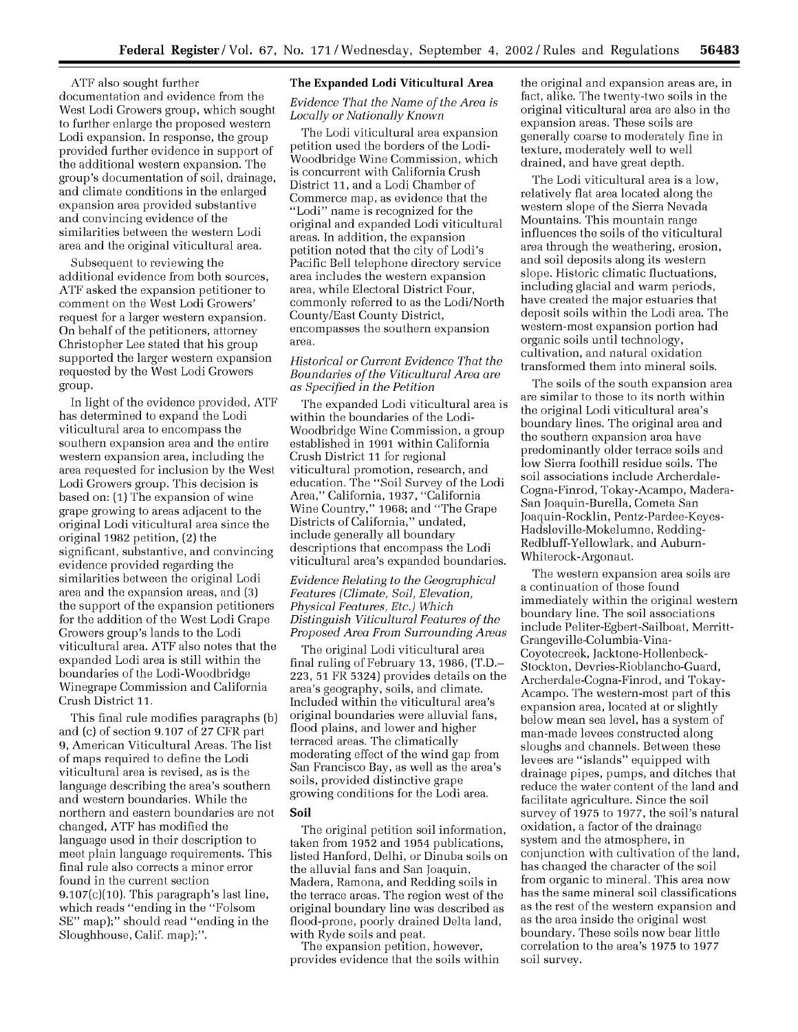ATF also sought further documentation and evidence from the West Lodi Growers group, which sought to further enlarge the proposed western Lodi expansion. In response, the group provided further evidence in support of the additional western expansion. The group's documentation of soil, drainage, and climate conditions in the enlarged expansion area provided substantive and convincing evidence of the similarities between the western Lodi area and the original viticultural area.

Subsequent to reviewing the additional evidence from both sources, ATF asked the expansion petitioner to comment on the West Lodi Growers' request for a larger western expansion. On behalf of the petitioners, attorney Christopher Lee stated that his group supported the larger western expansion requested by the West Lodi Growers group.

In light of the evidence provided, ATF has determined to expand the Lodi viticultural area to encompass the southern expansion area and the entire western expansion area, including the area requested for inclusion by the West Lodi Growers group. This decision is based on: (1) The expansion of wine grape growing to areas adjacent to the original Lodi viticultural area since the original 1982 petition, (2) the significant, substantive, and convincing evidence provided regarding the similarities between the original Lodi area and the expansion areas, and (3) the support of the expansion petitioners for the addition of the West Lodi Grape Growers group's lands to the Lodi viticultural area. ATF also notes that the expanded Lodi area is still within the boundaries of the Lodi-Woodbridge Winegrape Commission and California Crush District 11.

This final rule modifies paragraphs (b) and (c) of section 9.107 of 27 CFR part 9, American Viticultural Areas. The list of maps required to define the Lodi viticultural area is revised, as is the language describing the area's southern and western boundaries. While the northern and eastern boundaries are not changed, ATF has modified the language used in their description to meet plain language requirements. This final rule also corrects a minor error found in the current section 9.107(c)(10). This paragraph's last line, which reads "ending in the "Folsom SE" map);" should read "ending in the Sloughhouse, Calif. map);".

### The Expanded Lodi Viticultural Area

*Evidence That the Name of the Area is Locally or Nationally Known*

The Lodi viticultural area expansion petition used the borders of the Lodi-Woodbridge Wine Commission, which is concurrent with California Crush District 11, and a Lodi Chamber of Commerce map, as evidence that the "Lodi" name is recognized for the original and expanded Lodi viticultural areas. In addition, the expansion petition noted that the city of Lodi's Pacific Bell telephone directory service area includes the western expansion area, while Electoral District Four, commonly referred to as the Lodi/North County/East County District, encompasses the southern expansion area.

*Historical or Current Evidence That the Boundaries of the Viticultural Area are as Specified in the Petition*

The expanded Lodi viticultural area is within the boundaries of the Lodi-Woodbridge Wine Commission, a group established in 1991 within California Crush District 11 for regional viticultural promotion, research, and education. The "Soil Survey of the Lodi Area," California, 1937, "California Wine Country," 1968; and "The Grape Districts of California," undated, include generally all boundary descriptions that encompass the Lodi viticultural area's expanded boundaries.

*Evidence Relating to the Geographical Features (Climate, Soil, Elevation, Physical Features, Etc.) Which Distinguish Viticultural Features of the Proposed Area From Surrounding Areas*

The original Lodi viticultural area final ruling of February 13, 1986, (T.D.–223, 51 FR 5324) provides details on the area's geography, soils, and climate. Included within the viticultural area's original boundaries were alluvial fans, flood plains, and lower and higher terraced areas. The climatically moderating effect of the wind gap from San Francisco Bay, as well as the area's soils, provided distinctive grape growing conditions for the Lodi area.

### Soil

The original petition soil information, taken from 1952 and 1954 publications, listed Hanford, Delhi, or Dinuba soils on the alluvial fans and San Joaquin, Madera, Ramona, and Redding soils in the terrace areas. The region west of the original boundary line was described as flood-prone, poorly drained Delta land, with Ryde soils and peat.

The expansion petition, however, provides evidence that the soils within the original and expansion areas are, in fact, alike. The twenty-two soils in the original viticultural area are also in the expansion areas. These soils are generally coarse to moderately fine in texture, moderately well to well drained, and have great depth.

The Lodi viticultural area is a low, relatively flat area located along the western slope of the Sierra Nevada Mountains. This mountain range influences the soils of the viticultural area through the weathering, erosion, and soil deposits along its western slope. Historic climatic fluctuations, including glacial and warm periods, have created the major estuaries that deposit soils within the Lodi area. The western-most expansion portion had organic soils until technology, cultivation, and natural oxidation transformed them into mineral soils.

The soils of the south expansion area are similar to those to its north within the original Lodi viticultural area's boundary lines. The original area and the southern expansion area have predominantly older terrace soils and low Sierra foothill residue soils. The soil associations include Archerdale-Cogna-Finrod, Tokay-Acampo, Madera-San Joaquin-Burella, Cometa San Joaquin-Rocklin, Pentz-Pardee-Keyes-Hadsleville-Mokelumne, Redding-Redbluff-Yellowlark, and Auburn-Whiterock-Argonaut.

The western expansion area soils are a continuation of those found immediately within the original western boundary line. The soil associations include Peliter-Egbert-Sailboat, Merritt-Grangeville-Columbia-Vina-Coyotecreek, Jacktone-Hollenbeck-Stockton, Devries-Rioblancho-Guard, Archerdale-Cogna-Finrod, and Tokay-Acampo. The western-most part of this expansion area, located at or slightly below mean sea level, has a system of man-made levees constructed along sloughs and channels. Between these levees are "islands" equipped with drainage pipes, pumps, and ditches that reduce the water content of the land and facilitate agriculture. Since the soil survey of 1975 to 1977, the soil's natural oxidation, a factor of the drainage system and the atmosphere, in conjunction with cultivation of the land, has changed the character of the soil from organic to mineral. This area now has the same mineral soil classifications as the rest of the western expansion and as the area inside the original west boundary. These soils now bear little correlation to the area's 1975 to 1977 soil survey.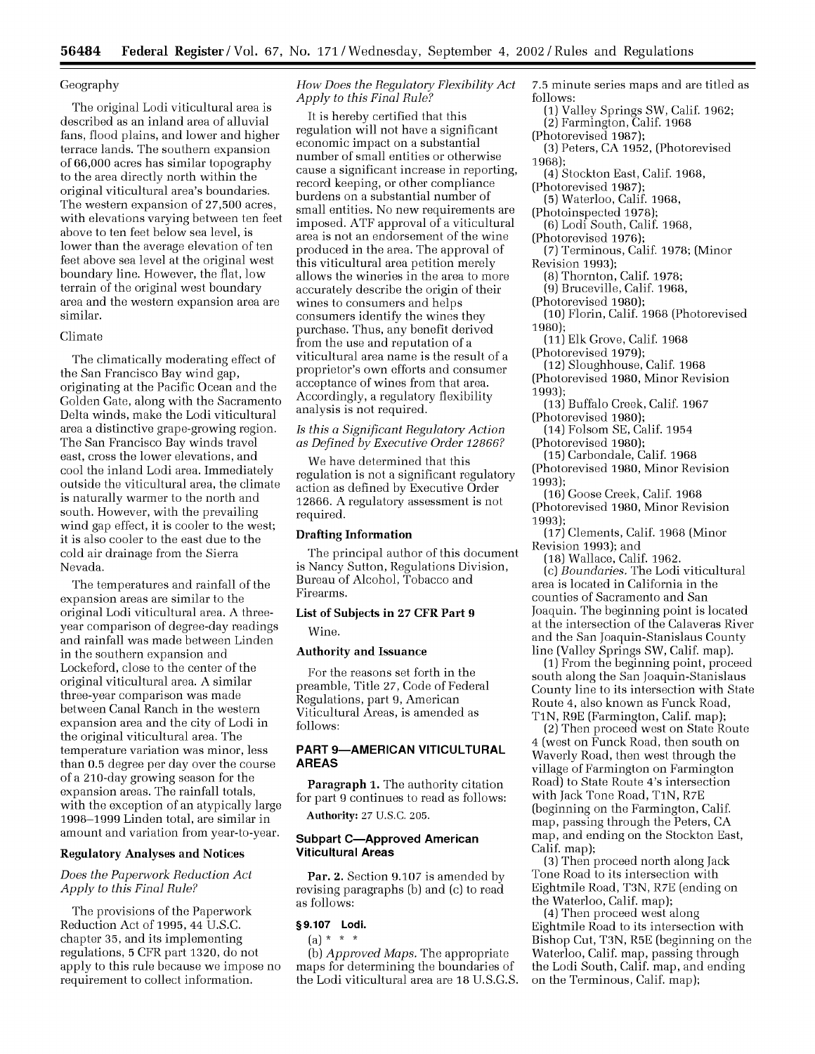Geography

The original Lodi viticultural area is described as an inland area of alluvial fans, flood plains, and lower and higher terrace lands. The southern expansion of 66,000 acres has similar topography to the area directly north within the original viticultural area's boundaries. The western expansion of 27,500 acres, with elevations varying between ten feet above to ten feet below sea level, is lower than the average elevation of ten feet above sea level at the original west boundary line. However, the flat, low terrain of the original west boundary area and the western expansion area are similar.

Climate

The climatically moderating effect of the San Francisco Bay wind gap, originating at the Pacific Ocean and the Golden Gate, along with the Sacramento Delta winds, make the Lodi viticultural area a distinctive grape-growing region. The San Francisco Bay winds travel east, cross the lower elevations, and cool the inland Lodi area. Immediately outside the viticultural area, the climate is naturally warmer to the north and south. However, with the prevailing wind gap effect, it is cooler to the west; it is also cooler to the east due to the cold air drainage from the Sierra Nevada.

The temperatures and rainfall of the expansion areas are similar to the original Lodi viticultural area. A three-year comparison of degree-day readings and rainfall was made between Linden in the southern expansion and Lockeford, close to the center of the original viticultural area. A similar three-year comparison was made between Canal Ranch in the western expansion area and the city of Lodi in the original viticultural area. The temperature variation was minor, less than 0.5 degree per day over the course of a 210-day growing season for the expansion areas. The rainfall totals, with the exception of an atypically large 1998–1999 Linden total, are similar in amount and variation from year-to-year.

## Regulatory Analyses and Notices

### *Does the Paperwork Reduction Act Apply to this Final Rule?*

The provisions of the Paperwork Reduction Act of 1995, 44 U.S.C. chapter 35, and its implementing regulations, 5 CFR part 1320, do not apply to this rule because we impose no requirement to collect information.

### *How Does the Regulatory Flexibility Act Apply to this Final Rule?*

It is hereby certified that this regulation will not have a significant economic impact on a substantial number of small entities or otherwise cause a significant increase in reporting, record keeping, or other compliance burdens on a substantial number of small entities. No new requirements are imposed. ATF approval of a viticultural area is not an endorsement of the wine produced in the area. The approval of this viticultural area petition merely allows the wineries in the area to more accurately describe the origin of their wines to consumers and helps consumers identify the wines they purchase. Thus, any benefit derived from the use and reputation of a viticultural area name is the result of a proprietor's own efforts and consumer acceptance of wines from that area. Accordingly, a regulatory flexibility analysis is not required.

### *Is this a Significant Regulatory Action as Defined by Executive Order 12866?*

We have determined that this regulation is not a significant regulatory action as defined by Executive Order 12866. A regulatory assessment is not required.

## Drafting Information

The principal author of this document is Nancy Sutton, Regulations Division, Bureau of Alcohol, Tobacco and Firearms.

## List of Subjects in 27 CFR Part 9

Wine.

## Authority and Issuance

For the reasons set forth in the preamble, Title 27, Code of Federal Regulations, part 9, American Viticultural Areas, is amended as follows:

## PART 9—AMERICAN VITICULTURAL AREAS

**Paragraph 1.** The authority citation for part 9 continues to read as follows:

**Authority:** 27 U.S.C. 205.

## Subpart C—Approved American Viticultural Areas

**Par. 2.** Section 9.107 is amended by revising paragraphs (b) and (c) to read as follows:

### § 9.107 Lodi.

(a) * * *

(b) *Approved Maps.* The appropriate maps for determining the boundaries of the Lodi viticultural area are 18 U.S.G.S. 7.5 minute series maps and are titled as follows:

(1) Valley Springs SW, Calif. 1962;
(2) Farmington, Calif. 1968 (Photorevised 1987);
(3) Peters, CA 1952, (Photorevised 1968);
(4) Stockton East, Calif. 1968, (Photorevised 1987);
(5) Waterloo, Calif. 1968, (Photoinspected 1978);
(6) Lodi South, Calif. 1968, (Photorevised 1976);
(7) Terminous, Calif. 1978; (Minor Revision 1993);
(8) Thornton, Calif. 1978;
(9) Bruceville, Calif. 1968, (Photorevised 1980);
(10) Florin, Calif. 1968 (Photorevised 1980);
(11) Elk Grove, Calif. 1968 (Photorevised 1979);
(12) Sloughhouse, Calif. 1968 (Photorevised 1980, Minor Revision 1993);
(13) Buffalo Creek, Calif. 1967 (Photorevised 1980);
(14) Folsom SE, Calif. 1954 (Photorevised 1980);
(15) Carbondale, Calif. 1968 (Photorevised 1980, Minor Revision 1993);
(16) Goose Creek, Calif. 1968 (Photorevised 1980, Minor Revision 1993);
(17) Clements, Calif. 1968 (Minor Revision 1993); and
(18) Wallace, Calif. 1962.

(c) *Boundaries.* The Lodi viticultural area is located in California in the counties of Sacramento and San Joaquin. The beginning point is located at the intersection of the Calaveras River and the San Joaquin-Stanislaus County line (Valley Springs SW, Calif. map).

(1) From the beginning point, proceed south along the San Joaquin-Stanislaus County line to its intersection with State Route 4, also known as Funck Road, T1N, R9E (Farmington, Calif. map);

(2) Then proceed west on State Route 4 (west on Funck Road, then south on Waverly Road, then west through the village of Farmington on Farmington Road) to State Route 4's intersection with Jack Tone Road, T1N, R7E (beginning on the Farmington, Calif. map, passing through the Peters, CA map, and ending on the Stockton East, Calif. map);

(3) Then proceed north along Jack Tone Road to its intersection with Eightmile Road, T3N, R7E (ending on the Waterloo, Calif. map);

(4) Then proceed west along Eightmile Road to its intersection with Bishop Cut, T3N, R5E (beginning on the Waterloo, Calif. map, passing through the Lodi South, Calif. map, and ending on the Terminous, Calif. map);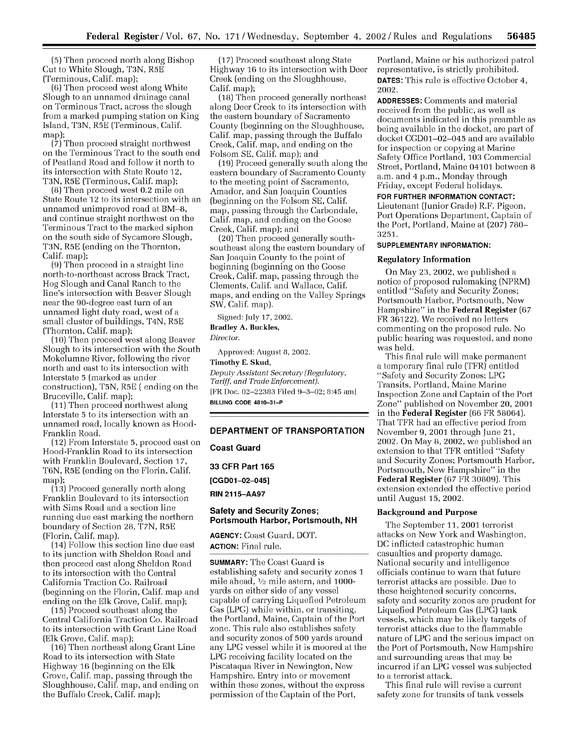(5) Then proceed north along Bishop Cut to White Slough, T3N, R5E (Terminous, Calif. map);

(6) Then proceed west along White Slough to an unnamed drainage canal on Terminous Tract, across the slough from a marked pumping station on King Island, T3N, R5E (Terminous, Calif. map);

(7) Then proceed straight northwest on the Terminous Tract to the south end of Peatland Road and follow it north to its intersection with State Route 12, T3N, R5E (Terminous, Calif. map);

(8) Then proceed west 0.2 mile on State Route 12 to its intersection with an unnamed unimproved road at BM–8, and continue straight northwest on the Terminous Tract to the marked siphon on the south side of Sycamore Slough, T3N, R5E (ending on the Thornton, Calif. map);

(9) Then proceed in a straight line north-to-northeast across Brack Tract, Hog Slough and Canal Ranch to the line's intersection with Beaver Slough near the 90-degree east turn of an unnamed light duty road, west of a small cluster of buildings, T4N, R5E (Thornton, Calif. map);

(10) Then proceed west along Beaver Slough to its intersection with the South Mokelumne River, following the river north and east to its intersection with Interstate 5 (marked as under construction), T5N, R5E ( ending on the Bruceville, Calif. map);

(11) Then proceed northwest along Interstate 5 to its intersection with an unnamed road, locally known as Hood-Franklin Road.

(12) From Interstate 5, proceed east on Hood-Franklin Road to its intersection with Franklin Boulevard, Section 17, T6N, R5E (ending on the Florin, Calif. map);

(13) Proceed generally north along Franklin Boulevard to its intersection with Sims Road and a section line running due east marking the northern boundary of Section 28, T7N, R5E (Florin, Calif. map).

(14) Follow this section line due east to its junction with Sheldon Road and then proceed east along Sheldon Road to its intersection with the Central California Traction Co. Railroad (beginning on the Florin, Calif. map and ending on the Elk Grove, Calif. map);

(15) Proceed southeast along the Central California Traction Co. Railroad to its intersection with Grant Line Road (Elk Grove, Calif. map);

(16) Then northeast along Grant Line Road to its intersection with State Highway 16 (beginning on the Elk Grove, Calif. map, passing through the Sloughhouse, Calif. map, and ending on the Buffalo Creek, Calif. map);

(17) Proceed southeast along State Highway 16 to its intersection with Deer Creek (ending on the Sloughhouse, Calif. map);

(18) Then proceed generally northeast along Deer Creek to its intersection with the eastern boundary of Sacramento County (beginning on the Sloughhouse, Calif. map, passing through the Buffalo Creek, Calif. map, and ending on the Folsom SE, Calif. map); and

(19) Proceed generally south along the eastern boundary of Sacramento County to the meeting point of Sacramento, Amador, and San Joaquin Counties (beginning on the Folsom SE, Calif. map, passing through the Carbondale, Calif. map, and ending on the Goose Creek, Calif. map); and

(20) Then proceed generally south-southeast along the eastern boundary of San Joaquin County to the point of beginning (beginning on the Goose Creek, Calif. map, passing through the Clements, Calif. and Wallace, Calif. maps, and ending on the Valley Springs SW, Calif. map).

Signed: July 17, 2002.

**Bradley A. Buckles,**

*Director.*

Approved: August 8, 2002.

**Timothy E. Skud,**

*Deputy Assistant Secretary (Regulatory, Tariff, and Trade Enforcement).*

[FR Doc. 02–22383 Filed 9–3–02; 8:45 am]

**BILLING CODE 4810–31–P**

---

## DEPARTMENT OF TRANSPORTATION

## Coast Guard

## 33 CFR Part 165

## [CGD01–02–045]

## RIN 2115–AA97

## Safety and Security Zones; Portsmouth Harbor, Portsmouth, NH

**AGENCY:** Coast Guard, DOT.

**ACTION:** Final rule.

**SUMMARY:** The Coast Guard is establishing safety and security zones 1 mile ahead, ½ mile astern, and 1000-yards on either side of any vessel capable of carrying Liquefied Petroleum Gas (LPG) while within, or transiting, the Portland, Maine, Captain of the Port zone. This rule also establishes safety and security zones of 500 yards around any LPG vessel while it is moored at the LPG receiving facility located on the Piscataqua River in Newington, New Hampshire. Entry into or movement within these zones, without the express permission of the Captain of the Port, Portland, Maine or his authorized patrol representative, is strictly prohibited.

**DATES:** This rule is effective October 4, 2002.

**ADDRESSES:** Comments and material received from the public, as well as documents indicated in this preamble as being available in the docket, are part of docket CGD01–02–045 and are available for inspection or copying at Marine Safety Office Portland, 103 Commercial Street, Portland, Maine 04101 between 8 a.m. and 4 p.m., Monday through Friday, except Federal holidays.

**FOR FURTHER INFORMATION CONTACT:** Lieutenant (Junior Grade) R.F. Pigeon, Port Operations Department, Captain of the Port, Portland, Maine at (207) 780–3251.

**SUPPLEMENTARY INFORMATION:**

### Regulatory Information

On May 23, 2002, we published a notice of proposed rulemaking (NPRM) entitled "Safety and Security Zones; Portsmouth Harbor, Portsmouth, New Hampshire" in the **Federal Register** (67 FR 36122). We received no letters commenting on the proposed rule. No public hearing was requested, and none was held.

This final rule will make permanent a temporary final rule (TFR) entitled "Safety and Security Zones; LPG Transits, Portland, Maine Marine Inspection Zone and Captain of the Port Zone" published on November 20, 2001 in the **Federal Register** (66 FR 58064). That TFR had an effective period from November 9, 2001 through June 21, 2002. On May 8, 2002, we published an extension to that TFR entitled "Safety and Security Zones; Portsmouth Harbor, Portsmouth, New Hampshire" in the **Federal Register** (67 FR 30809). This extension extended the effective period until August 15, 2002.

### Background and Purpose

The September 11, 2001 terrorist attacks on New York and Washington, DC inflicted catastrophic human casualties and property damage. National security and intelligence officials continue to warn that future terrorist attacks are possible. Due to these heightened security concerns, safety and security zones are prudent for Liquefied Petroleum Gas (LPG) tank vessels, which may be likely targets of terrorist attacks due to the flammable nature of LPG and the serious impact on the Port of Portsmouth, New Hampshire and surrounding areas that may be incurred if an LPG vessel was subjected to a terrorist attack.

This final rule will revise a current safety zone for transits of tank vessels